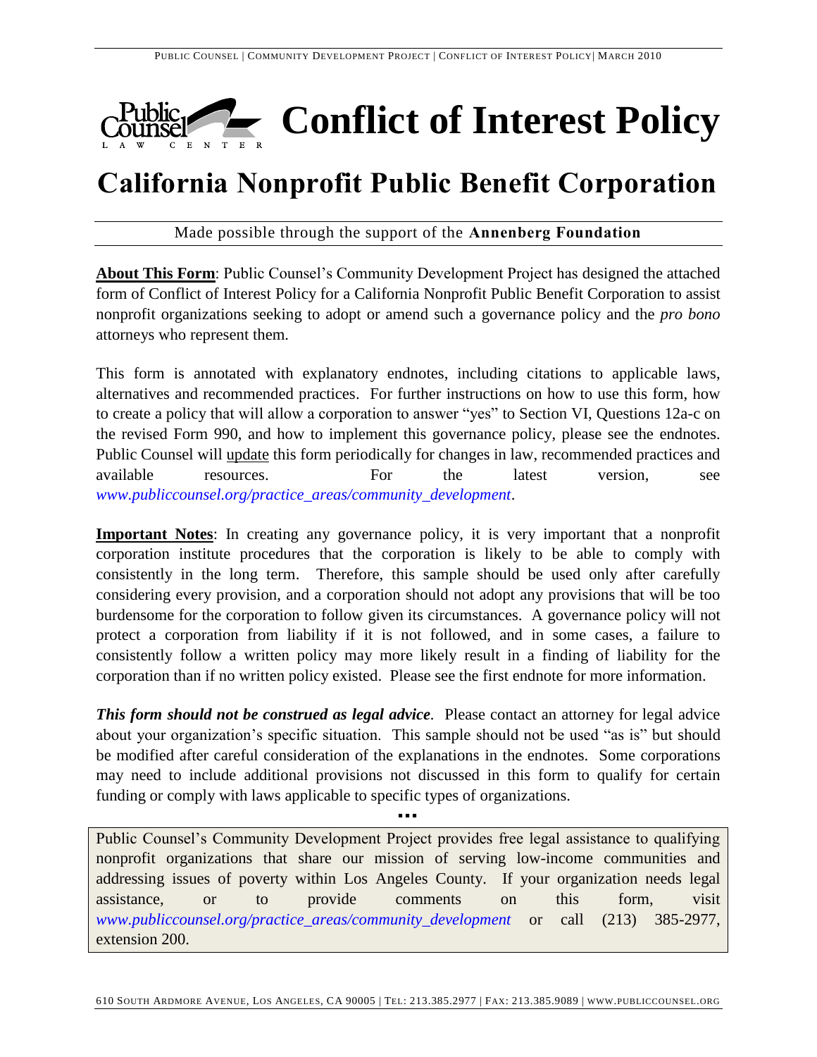# Conflict of Interest Policy

## California Nonprofit Public Benefit Corporation

Made possible through the support of the **Annenberg Foundation**

**About This Form**: Public Counsel's Community Development Project has designed the attached form of Conflict of Interest Policy for a California Nonprofit Public Benefit Corporation to assist nonprofit organizations seeking to adopt or amend such a governance policy and the *pro bono* attorneys who represent them.

This form is annotated with explanatory endnotes, including citations to applicable laws, alternatives and recommended practices. For further instructions on how to use this form, how to create a policy that will allow a corporation to answer "yes" to Section VI, Questions 12a-c on the revised Form 990, and how to implement this governance policy, please see the endnotes. Public Counsel will update this form periodically for changes in law, recommended practices and available resources. For the latest version, see *www.publiccounsel.org/practice_areas/community_development*.

**Important Notes**: In creating any governance policy, it is very important that a nonprofit corporation institute procedures that the corporation is likely to be able to comply with consistently in the long term. Therefore, this sample should be used only after carefully considering every provision, and a corporation should not adopt any provisions that will be too burdensome for the corporation to follow given its circumstances. A governance policy will not protect a corporation from liability if it is not followed, and in some cases, a failure to consistently follow a written policy may more likely result in a finding of liability for the corporation than if no written policy existed. Please see the first endnote for more information.

***This form should not be construed as legal advice***. Please contact an attorney for legal advice about your organization's specific situation. This sample should not be used "as is" but should be modified after careful consideration of the explanations in the endnotes. Some corporations may need to include additional provisions not discussed in this form to qualify for certain funding or comply with laws applicable to specific types of organizations.

▪▪▪

Public Counsel's Community Development Project provides free legal assistance to qualifying nonprofit organizations that share our mission of serving low-income communities and addressing issues of poverty within Los Angeles County. If your organization needs legal assistance, or to provide comments on this form, visit *www.publiccounsel.org/practice_areas/community_development* or call (213) 385-2977, extension 200.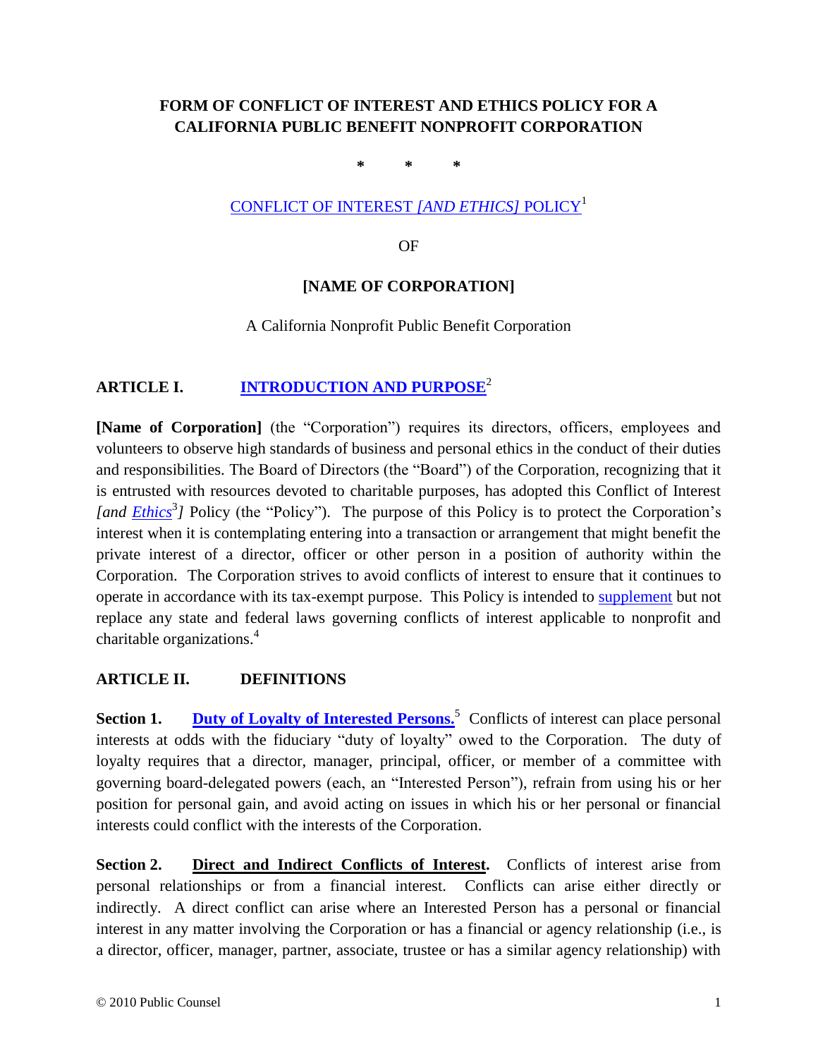# FORM OF CONFLICT OF INTEREST AND ETHICS POLICY FOR A CALIFORNIA PUBLIC BENEFIT NONPROFIT CORPORATION

\* \* \*

CONFLICT OF INTEREST *[AND ETHICS]* POLICY[1]

OF

**[NAME OF CORPORATION]**

A California Nonprofit Public Benefit Corporation

## ARTICLE I. INTRODUCTION AND PURPOSE[2]

**[Name of Corporation]** (the "Corporation") requires its directors, officers, employees and volunteers to observe high standards of business and personal ethics in the conduct of their duties and responsibilities. The Board of Directors (the "Board") of the Corporation, recognizing that it is entrusted with resources devoted to charitable purposes, has adopted this Conflict of Interest *[and Ethics*[3]*]* Policy (the "Policy"). The purpose of this Policy is to protect the Corporation's interest when it is contemplating entering into a transaction or arrangement that might benefit the private interest of a director, officer or other person in a position of authority within the Corporation. The Corporation strives to avoid conflicts of interest to ensure that it continues to operate in accordance with its tax-exempt purpose. This Policy is intended to supplement but not replace any state and federal laws governing conflicts of interest applicable to nonprofit and charitable organizations.[4]

## ARTICLE II. DEFINITIONS

**Section 1. Duty of Loyalty of Interested Persons.**[5] Conflicts of interest can place personal interests at odds with the fiduciary "duty of loyalty" owed to the Corporation. The duty of loyalty requires that a director, manager, principal, officer, or member of a committee with governing board-delegated powers (each, an "Interested Person"), refrain from using his or her position for personal gain, and avoid acting on issues in which his or her personal or financial interests could conflict with the interests of the Corporation.

**Section 2. Direct and Indirect Conflicts of Interest.** Conflicts of interest arise from personal relationships or from a financial interest. Conflicts can arise either directly or indirectly. A direct conflict can arise where an Interested Person has a personal or financial interest in any matter involving the Corporation or has a financial or agency relationship (i.e., is a director, officer, manager, partner, associate, trustee or has a similar agency relationship) with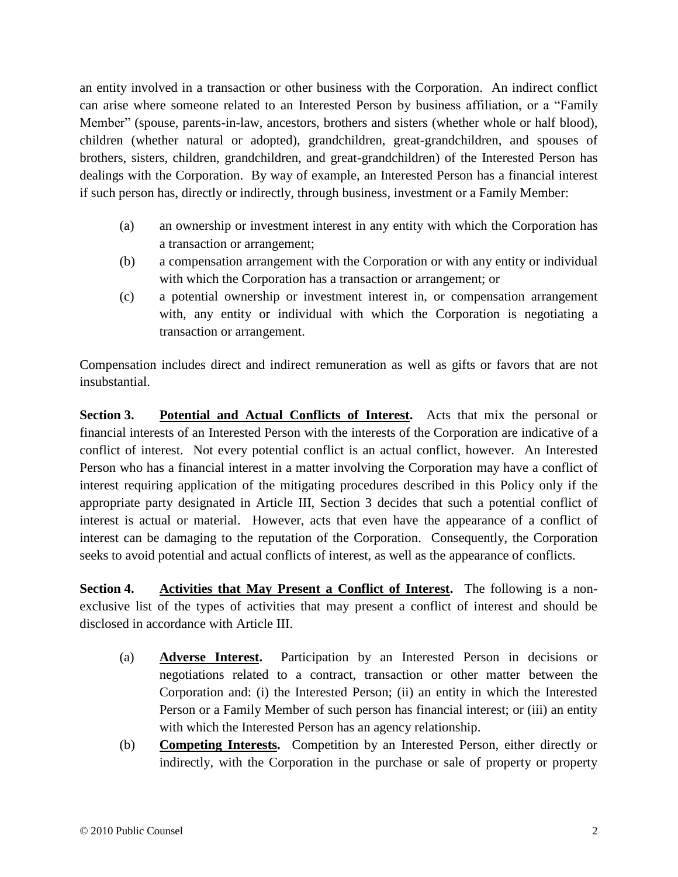an entity involved in a transaction or other business with the Corporation. An indirect conflict can arise where someone related to an Interested Person by business affiliation, or a "Family Member" (spouse, parents-in-law, ancestors, brothers and sisters (whether whole or half blood), children (whether natural or adopted), grandchildren, great-grandchildren, and spouses of brothers, sisters, children, grandchildren, and great-grandchildren) of the Interested Person has dealings with the Corporation. By way of example, an Interested Person has a financial interest if such person has, directly or indirectly, through business, investment or a Family Member:

(a) an ownership or investment interest in any entity with which the Corporation has a transaction or arrangement;

(b) a compensation arrangement with the Corporation or with any entity or individual with which the Corporation has a transaction or arrangement; or

(c) a potential ownership or investment interest in, or compensation arrangement with, any entity or individual with which the Corporation is negotiating a transaction or arrangement.

Compensation includes direct and indirect remuneration as well as gifts or favors that are not insubstantial.

**Section 3. <u>Potential and Actual Conflicts of Interest</u>.** Acts that mix the personal or financial interests of an Interested Person with the interests of the Corporation are indicative of a conflict of interest. Not every potential conflict is an actual conflict, however. An Interested Person who has a financial interest in a matter involving the Corporation may have a conflict of interest requiring application of the mitigating procedures described in this Policy only if the appropriate party designated in Article III, Section 3 decides that such a potential conflict of interest is actual or material. However, acts that even have the appearance of a conflict of interest can be damaging to the reputation of the Corporation. Consequently, the Corporation seeks to avoid potential and actual conflicts of interest, as well as the appearance of conflicts.

**Section 4. <u>Activities that May Present a Conflict of Interest</u>.** The following is a non-exclusive list of the types of activities that may present a conflict of interest and should be disclosed in accordance with Article III.

(a) **<u>Adverse Interest</u>.** Participation by an Interested Person in decisions or negotiations related to a contract, transaction or other matter between the Corporation and: (i) the Interested Person; (ii) an entity in which the Interested Person or a Family Member of such person has financial interest; or (iii) an entity with which the Interested Person has an agency relationship.

(b) **<u>Competing Interests</u>.** Competition by an Interested Person, either directly or indirectly, with the Corporation in the purchase or sale of property or property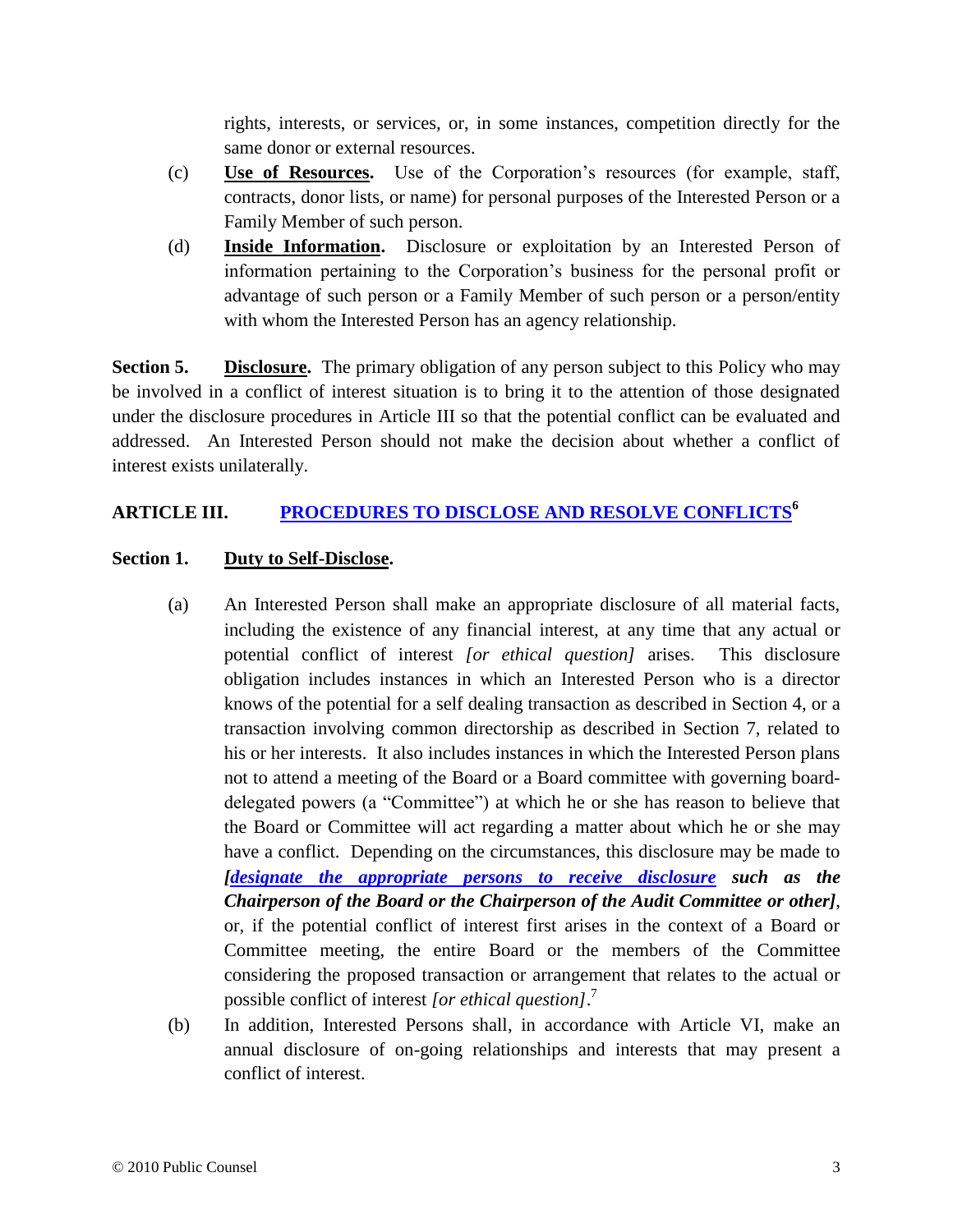rights, interests, or services, or, in some instances, competition directly for the same donor or external resources.

(c) **Use of Resources.** Use of the Corporation's resources (for example, staff, contracts, donor lists, or name) for personal purposes of the Interested Person or a Family Member of such person.

(d) **Inside Information.** Disclosure or exploitation by an Interested Person of information pertaining to the Corporation's business for the personal profit or advantage of such person or a Family Member of such person or a person/entity with whom the Interested Person has an agency relationship.

**Section 5. Disclosure.** The primary obligation of any person subject to this Policy who may be involved in a conflict of interest situation is to bring it to the attention of those designated under the disclosure procedures in Article III so that the potential conflict can be evaluated and addressed. An Interested Person should not make the decision about whether a conflict of interest exists unilaterally.

## ARTICLE III. PROCEDURES TO DISCLOSE AND RESOLVE CONFLICTS[6]

### Section 1. Duty to Self-Disclose.

(a) An Interested Person shall make an appropriate disclosure of all material facts, including the existence of any financial interest, at any time that any actual or potential conflict of interest *[or ethical question]* arises. This disclosure obligation includes instances in which an Interested Person who is a director knows of the potential for a self dealing transaction as described in Section 4, or a transaction involving common directorship as described in Section 7, related to his or her interests. It also includes instances in which the Interested Person plans not to attend a meeting of the Board or a Board committee with governing board-delegated powers (a "Committee") at which he or she has reason to believe that the Board or Committee will act regarding a matter about which he or she may have a conflict. Depending on the circumstances, this disclosure may be made to ***[designate the appropriate persons to receive disclosure such as the Chairperson of the Board or the Chairperson of the Audit Committee or other]***, or, if the potential conflict of interest first arises in the context of a Board or Committee meeting, the entire Board or the members of the Committee considering the proposed transaction or arrangement that relates to the actual or possible conflict of interest *[or ethical question]*.[7]

(b) In addition, Interested Persons shall, in accordance with Article VI, make an annual disclosure of on-going relationships and interests that may present a conflict of interest.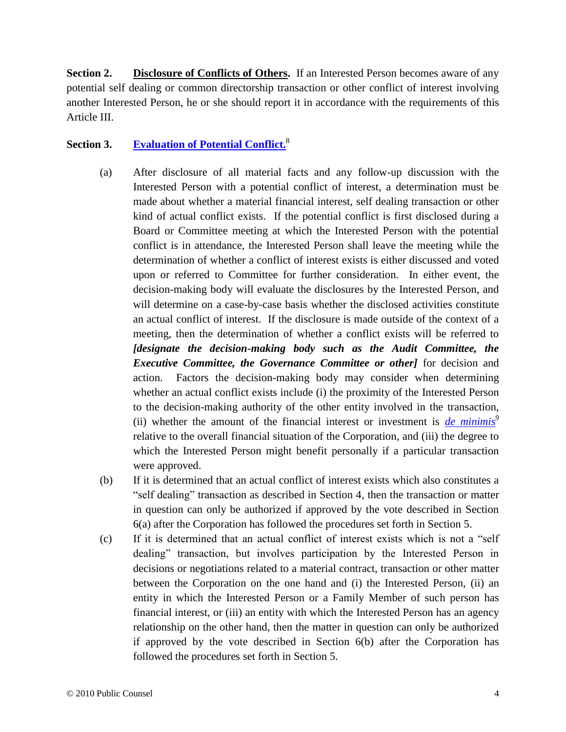**Section 2.** **Disclosure of Conflicts of Others.** If an Interested Person becomes aware of any potential self dealing or common directorship transaction or other conflict of interest involving another Interested Person, he or she should report it in accordance with the requirements of this Article III.

**Section 3.** **Evaluation of Potential Conflict.**[8]

(a) After disclosure of all material facts and any follow-up discussion with the Interested Person with a potential conflict of interest, a determination must be made about whether a material financial interest, self dealing transaction or other kind of actual conflict exists. If the potential conflict is first disclosed during a Board or Committee meeting at which the Interested Person with the potential conflict is in attendance, the Interested Person shall leave the meeting while the determination of whether a conflict of interest exists is either discussed and voted upon or referred to Committee for further consideration. In either event, the decision-making body will evaluate the disclosures by the Interested Person, and will determine on a case-by-case basis whether the disclosed activities constitute an actual conflict of interest. If the disclosure is made outside of the context of a meeting, then the determination of whether a conflict exists will be referred to ***[designate the decision-making body such as the Audit Committee, the Executive Committee, the Governance Committee or other]*** for decision and action. Factors the decision-making body may consider when determining whether an actual conflict exists include (i) the proximity of the Interested Person to the decision-making authority of the other entity involved in the transaction, (ii) whether the amount of the financial interest or investment is *de minimis*[9] relative to the overall financial situation of the Corporation, and (iii) the degree to which the Interested Person might benefit personally if a particular transaction were approved.

(b) If it is determined that an actual conflict of interest exists which also constitutes a "self dealing" transaction as described in Section 4, then the transaction or matter in question can only be authorized if approved by the vote described in Section 6(a) after the Corporation has followed the procedures set forth in Section 5.

(c) If it is determined that an actual conflict of interest exists which is not a "self dealing" transaction, but involves participation by the Interested Person in decisions or negotiations related to a material contract, transaction or other matter between the Corporation on the one hand and (i) the Interested Person, (ii) an entity in which the Interested Person or a Family Member of such person has financial interest, or (iii) an entity with which the Interested Person has an agency relationship on the other hand, then the matter in question can only be authorized if approved by the vote described in Section 6(b) after the Corporation has followed the procedures set forth in Section 5.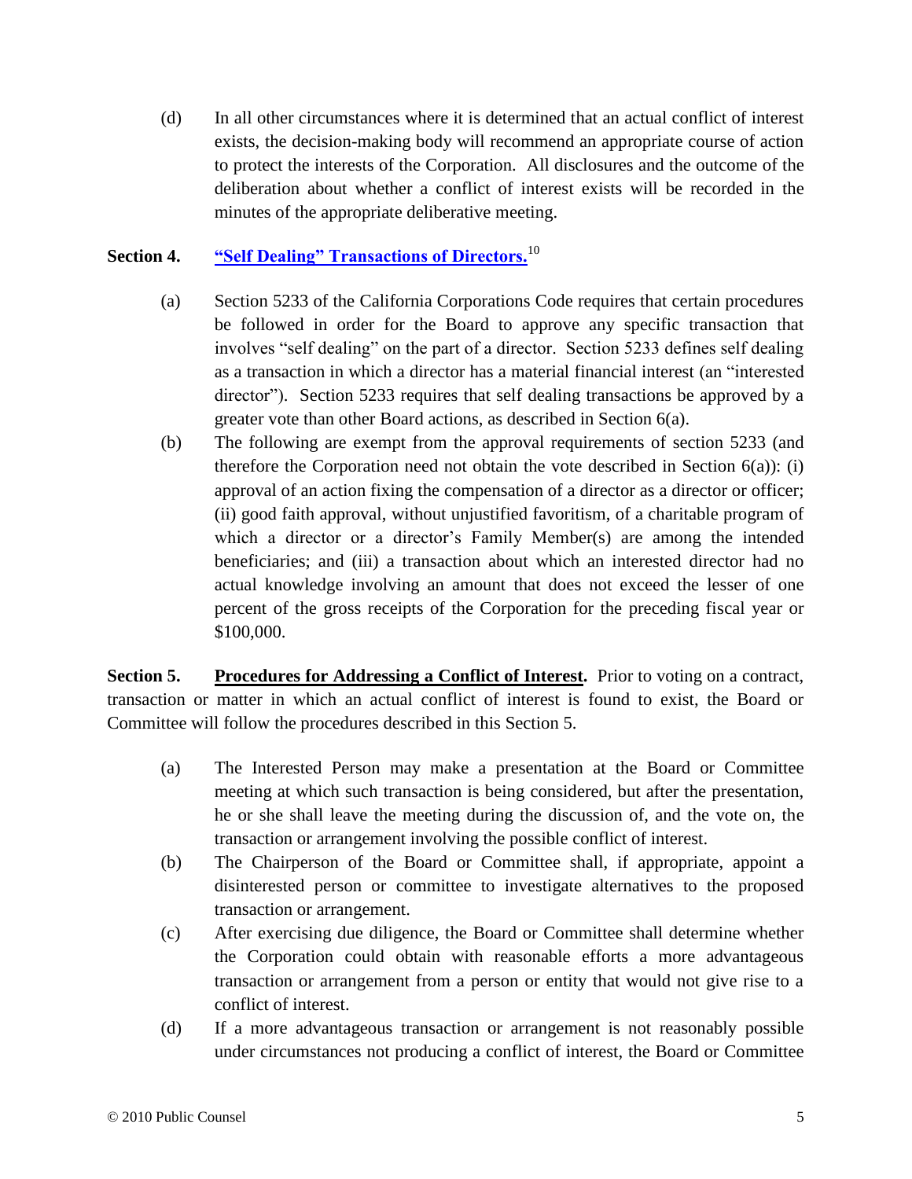(d) In all other circumstances where it is determined that an actual conflict of interest exists, the decision-making body will recommend an appropriate course of action to protect the interests of the Corporation. All disclosures and the outcome of the deliberation about whether a conflict of interest exists will be recorded in the minutes of the appropriate deliberative meeting.

**Section 4. "Self Dealing" Transactions of Directors.**[10]

(a) Section 5233 of the California Corporations Code requires that certain procedures be followed in order for the Board to approve any specific transaction that involves "self dealing" on the part of a director. Section 5233 defines self dealing as a transaction in which a director has a material financial interest (an "interested director"). Section 5233 requires that self dealing transactions be approved by a greater vote than other Board actions, as described in Section 6(a).

(b) The following are exempt from the approval requirements of section 5233 (and therefore the Corporation need not obtain the vote described in Section 6(a)): (i) approval of an action fixing the compensation of a director as a director or officer; (ii) good faith approval, without unjustified favoritism, of a charitable program of which a director or a director's Family Member(s) are among the intended beneficiaries; and (iii) a transaction about which an interested director had no actual knowledge involving an amount that does not exceed the lesser of one percent of the gross receipts of the Corporation for the preceding fiscal year or $100,000.

**Section 5. Procedures for Addressing a Conflict of Interest.** Prior to voting on a contract, transaction or matter in which an actual conflict of interest is found to exist, the Board or Committee will follow the procedures described in this Section 5.

(a) The Interested Person may make a presentation at the Board or Committee meeting at which such transaction is being considered, but after the presentation, he or she shall leave the meeting during the discussion of, and the vote on, the transaction or arrangement involving the possible conflict of interest.

(b) The Chairperson of the Board or Committee shall, if appropriate, appoint a disinterested person or committee to investigate alternatives to the proposed transaction or arrangement.

(c) After exercising due diligence, the Board or Committee shall determine whether the Corporation could obtain with reasonable efforts a more advantageous transaction or arrangement from a person or entity that would not give rise to a conflict of interest.

(d) If a more advantageous transaction or arrangement is not reasonably possible under circumstances not producing a conflict of interest, the Board or Committee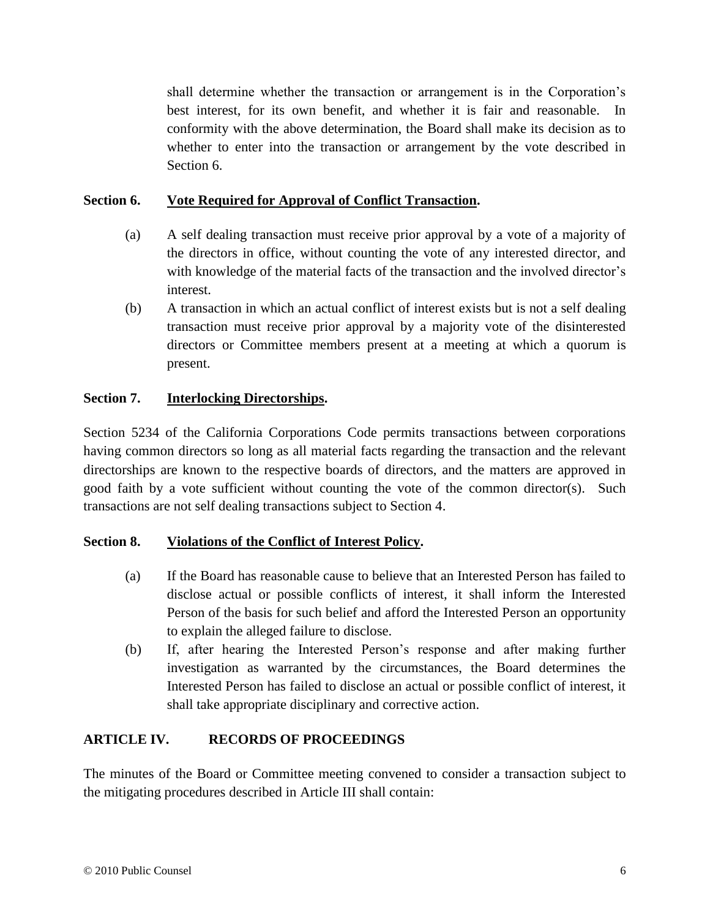shall determine whether the transaction or arrangement is in the Corporation's best interest, for its own benefit, and whether it is fair and reasonable. In conformity with the above determination, the Board shall make its decision as to whether to enter into the transaction or arrangement by the vote described in Section 6.

**Section 6. Vote Required for Approval of Conflict Transaction.**

(a) A self dealing transaction must receive prior approval by a vote of a majority of the directors in office, without counting the vote of any interested director, and with knowledge of the material facts of the transaction and the involved director's interest.

(b) A transaction in which an actual conflict of interest exists but is not a self dealing transaction must receive prior approval by a majority vote of the disinterested directors or Committee members present at a meeting at which a quorum is present.

**Section 7. Interlocking Directorships.**

Section 5234 of the California Corporations Code permits transactions between corporations having common directors so long as all material facts regarding the transaction and the relevant directorships are known to the respective boards of directors, and the matters are approved in good faith by a vote sufficient without counting the vote of the common director(s). Such transactions are not self dealing transactions subject to Section 4.

**Section 8. Violations of the Conflict of Interest Policy.**

(a) If the Board has reasonable cause to believe that an Interested Person has failed to disclose actual or possible conflicts of interest, it shall inform the Interested Person of the basis for such belief and afford the Interested Person an opportunity to explain the alleged failure to disclose.

(b) If, after hearing the Interested Person's response and after making further investigation as warranted by the circumstances, the Board determines the Interested Person has failed to disclose an actual or possible conflict of interest, it shall take appropriate disciplinary and corrective action.

## ARTICLE IV. RECORDS OF PROCEEDINGS

The minutes of the Board or Committee meeting convened to consider a transaction subject to the mitigating procedures described in Article III shall contain: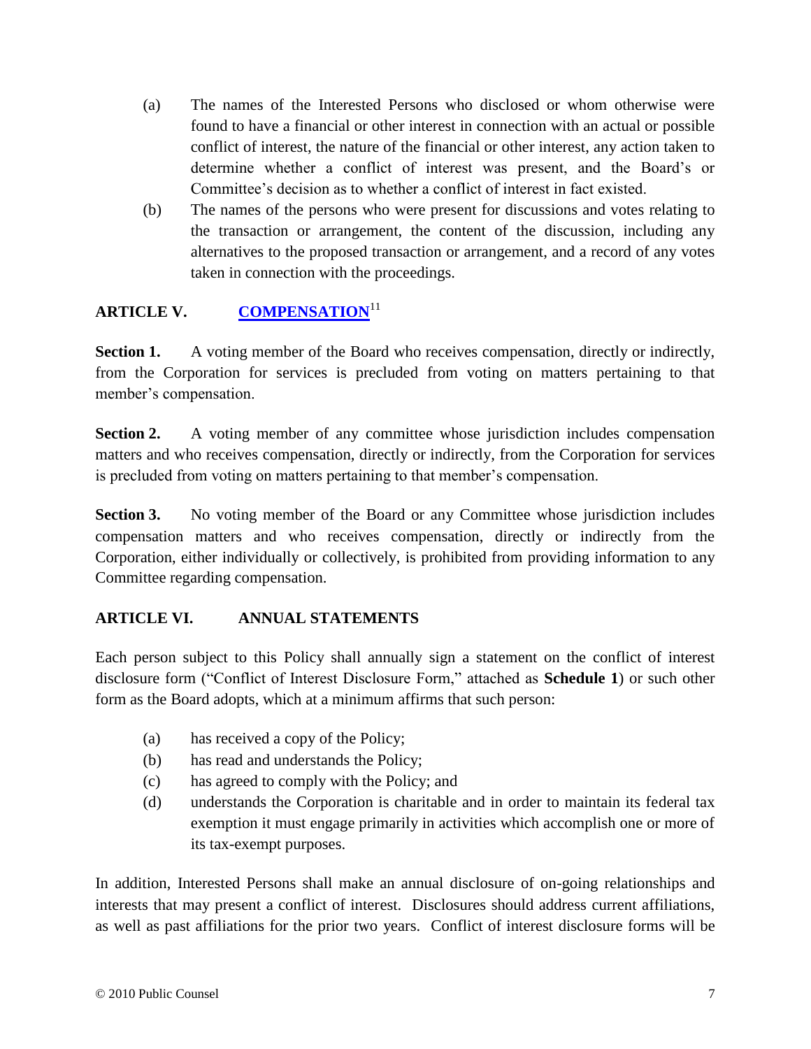(a) The names of the Interested Persons who disclosed or whom otherwise were found to have a financial or other interest in connection with an actual or possible conflict of interest, the nature of the financial or other interest, any action taken to determine whether a conflict of interest was present, and the Board's or Committee's decision as to whether a conflict of interest in fact existed.

(b) The names of the persons who were present for discussions and votes relating to the transaction or arrangement, the content of the discussion, including any alternatives to the proposed transaction or arrangement, and a record of any votes taken in connection with the proceedings.

## ARTICLE V. COMPENSATION[11]

**Section 1.** A voting member of the Board who receives compensation, directly or indirectly, from the Corporation for services is precluded from voting on matters pertaining to that member's compensation.

**Section 2.** A voting member of any committee whose jurisdiction includes compensation matters and who receives compensation, directly or indirectly, from the Corporation for services is precluded from voting on matters pertaining to that member's compensation.

**Section 3.** No voting member of the Board or any Committee whose jurisdiction includes compensation matters and who receives compensation, directly or indirectly from the Corporation, either individually or collectively, is prohibited from providing information to any Committee regarding compensation.

## ARTICLE VI. ANNUAL STATEMENTS

Each person subject to this Policy shall annually sign a statement on the conflict of interest disclosure form ("Conflict of Interest Disclosure Form," attached as **Schedule 1**) or such other form as the Board adopts, which at a minimum affirms that such person:

(a) has received a copy of the Policy;
(b) has read and understands the Policy;
(c) has agreed to comply with the Policy; and
(d) understands the Corporation is charitable and in order to maintain its federal tax exemption it must engage primarily in activities which accomplish one or more of its tax-exempt purposes.

In addition, Interested Persons shall make an annual disclosure of on-going relationships and interests that may present a conflict of interest. Disclosures should address current affiliations, as well as past affiliations for the prior two years. Conflict of interest disclosure forms will be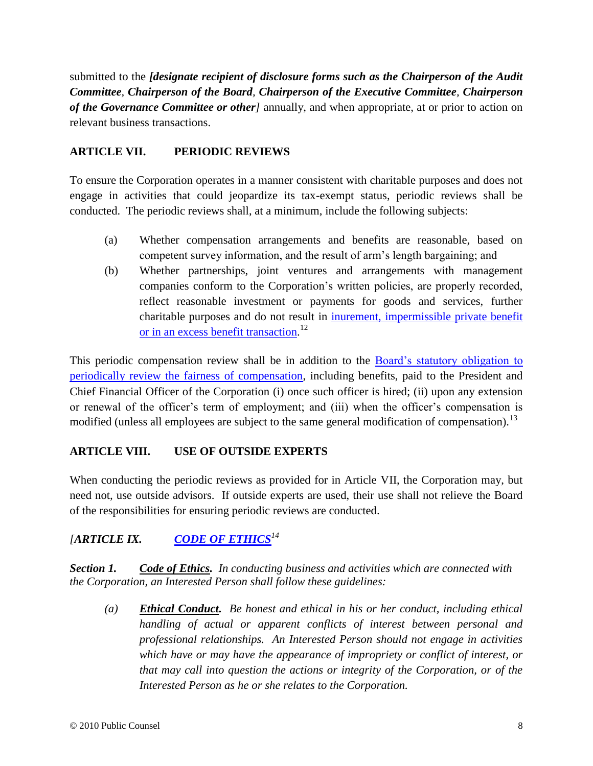submitted to the ***[designate recipient of disclosure forms such as the Chairperson of the Audit Committee, Chairperson of the Board, Chairperson of the Executive Committee, Chairperson of the Governance Committee or other]*** annually, and when appropriate, at or prior to action on relevant business transactions.

## ARTICLE VII. PERIODIC REVIEWS

To ensure the Corporation operates in a manner consistent with charitable purposes and does not engage in activities that could jeopardize its tax-exempt status, periodic reviews shall be conducted. The periodic reviews shall, at a minimum, include the following subjects:

(a) Whether compensation arrangements and benefits are reasonable, based on competent survey information, and the result of arm's length bargaining; and

(b) Whether partnerships, joint ventures and arrangements with management companies conform to the Corporation's written policies, are properly recorded, reflect reasonable investment or payments for goods and services, further charitable purposes and do not result in inurement, impermissible private benefit or in an excess benefit transaction.[12]

This periodic compensation review shall be in addition to the Board's statutory obligation to periodically review the fairness of compensation, including benefits, paid to the President and Chief Financial Officer of the Corporation (i) once such officer is hired; (ii) upon any extension or renewal of the officer's term of employment; and (iii) when the officer's compensation is modified (unless all employees are subject to the same general modification of compensation).[13]

## ARTICLE VIII. USE OF OUTSIDE EXPERTS

When conducting the periodic reviews as provided for in Article VII, the Corporation may, but need not, use outside advisors. If outside experts are used, their use shall not relieve the Board of the responsibilities for ensuring periodic reviews are conducted.

## *[ARTICLE IX. CODE OF ETHICS[14]*

***Section 1. Code of Ethics.*** *In conducting business and activities which are connected with the Corporation, an Interested Person shall follow these guidelines:*

*(a)* ***Ethical Conduct.*** *Be honest and ethical in his or her conduct, including ethical handling of actual or apparent conflicts of interest between personal and professional relationships. An Interested Person should not engage in activities which have or may have the appearance of impropriety or conflict of interest, or that may call into question the actions or integrity of the Corporation, or of the Interested Person as he or she relates to the Corporation.*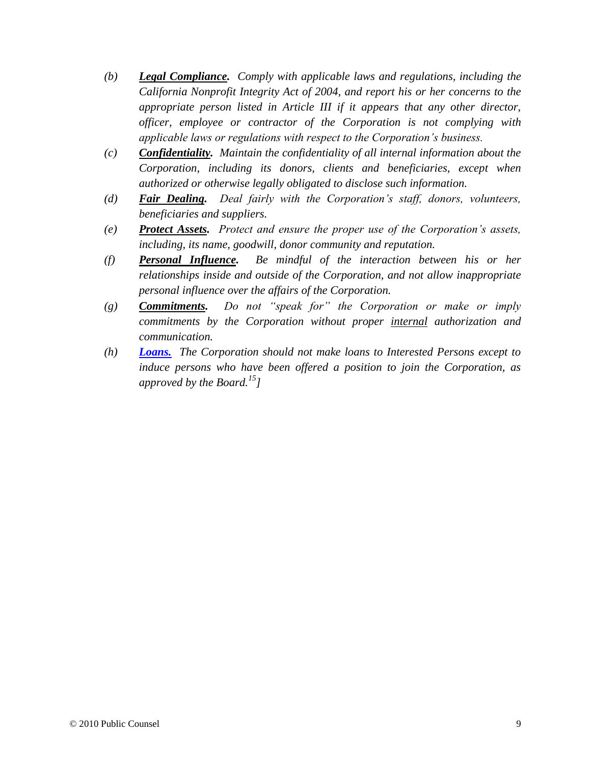*(b)* ***Legal Compliance.*** *Comply with applicable laws and regulations, including the California Nonprofit Integrity Act of 2004, and report his or her concerns to the appropriate person listed in Article III if it appears that any other director, officer, employee or contractor of the Corporation is not complying with applicable laws or regulations with respect to the Corporation's business.*

*(c)* ***Confidentiality.*** *Maintain the confidentiality of all internal information about the Corporation, including its donors, clients and beneficiaries, except when authorized or otherwise legally obligated to disclose such information.*

*(d)* ***Fair Dealing.*** *Deal fairly with the Corporation's staff, donors, volunteers, beneficiaries and suppliers.*

*(e)* ***Protect Assets.*** *Protect and ensure the proper use of the Corporation's assets, including, its name, goodwill, donor community and reputation.*

*(f)* ***Personal Influence.*** *Be mindful of the interaction between his or her relationships inside and outside of the Corporation, and not allow inappropriate personal influence over the affairs of the Corporation.*

*(g)* ***Commitments.*** *Do not "speak for" the Corporation or make or imply commitments by the Corporation without proper internal authorization and communication.*

*(h)* ***Loans.*** *The Corporation should not make loans to Interested Persons except to induce persons who have been offered a position to join the Corporation, as approved by the Board.*[15]*]*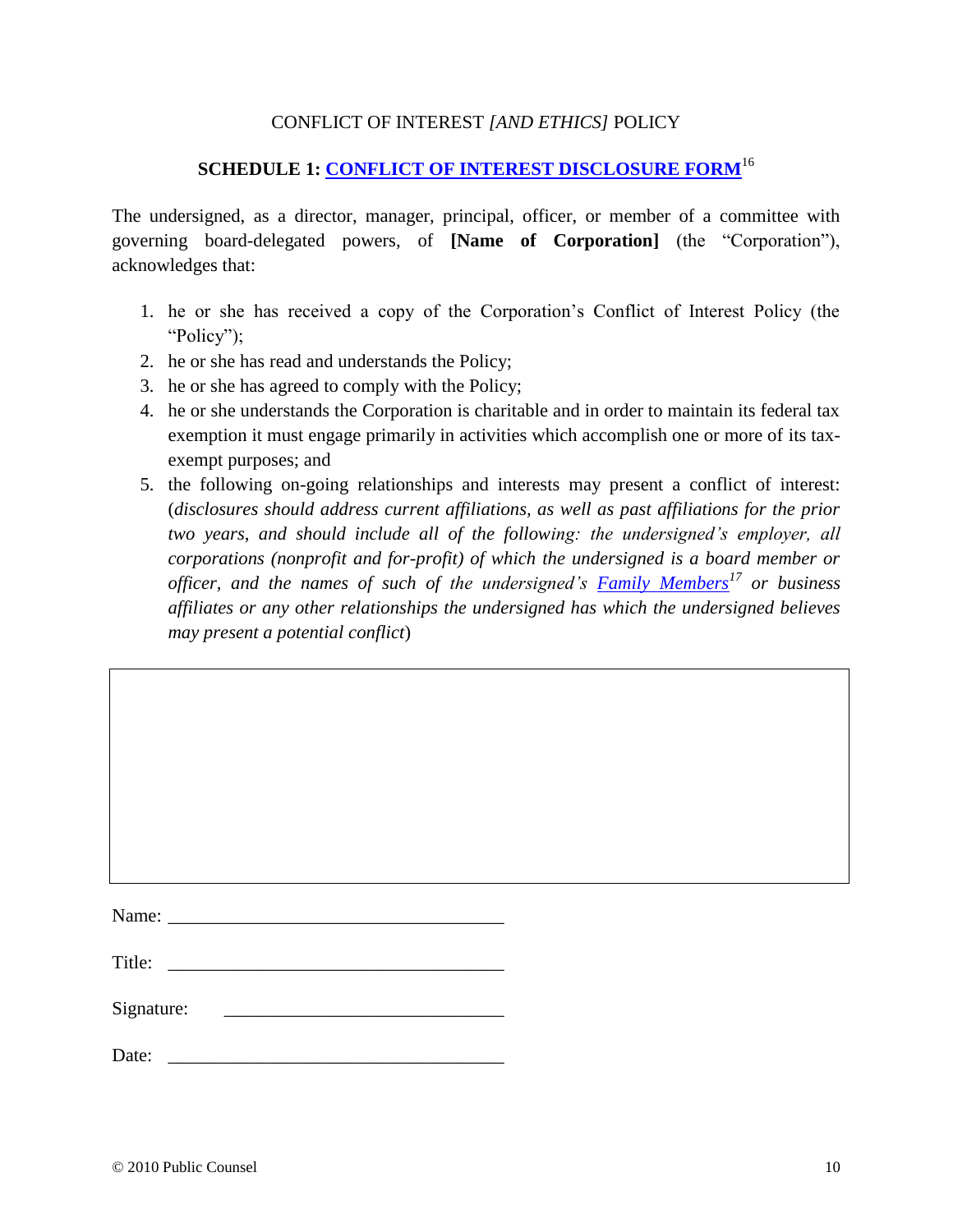CONFLICT OF INTEREST *[AND ETHICS]* POLICY

## SCHEDULE 1: CONFLICT OF INTEREST DISCLOSURE FORM[16]

The undersigned, as a director, manager, principal, officer, or member of a committee with governing board-delegated powers, of **[Name of Corporation]** (the "Corporation"), acknowledges that:

1. he or she has received a copy of the Corporation's Conflict of Interest Policy (the "Policy");
2. he or she has read and understands the Policy;
3. he or she has agreed to comply with the Policy;
4. he or she understands the Corporation is charitable and in order to maintain its federal tax exemption it must engage primarily in activities which accomplish one or more of its tax-exempt purposes; and
5. the following on-going relationships and interests may present a conflict of interest: (*disclosures should address current affiliations, as well as past affiliations for the prior two years, and should include all of the following: the undersigned's employer, all corporations (nonprofit and for-profit) of which the undersigned is a board member or officer, and the names of such of the undersigned's Family Members[17] or business affiliates or any other relationships the undersigned has which the undersigned believes may present a potential conflict*)

| |
|---|
| |

Name: ___________________________________

Title: ___________________________________

Signature: ______________________________

Date: ___________________________________

© 2010 Public Counsel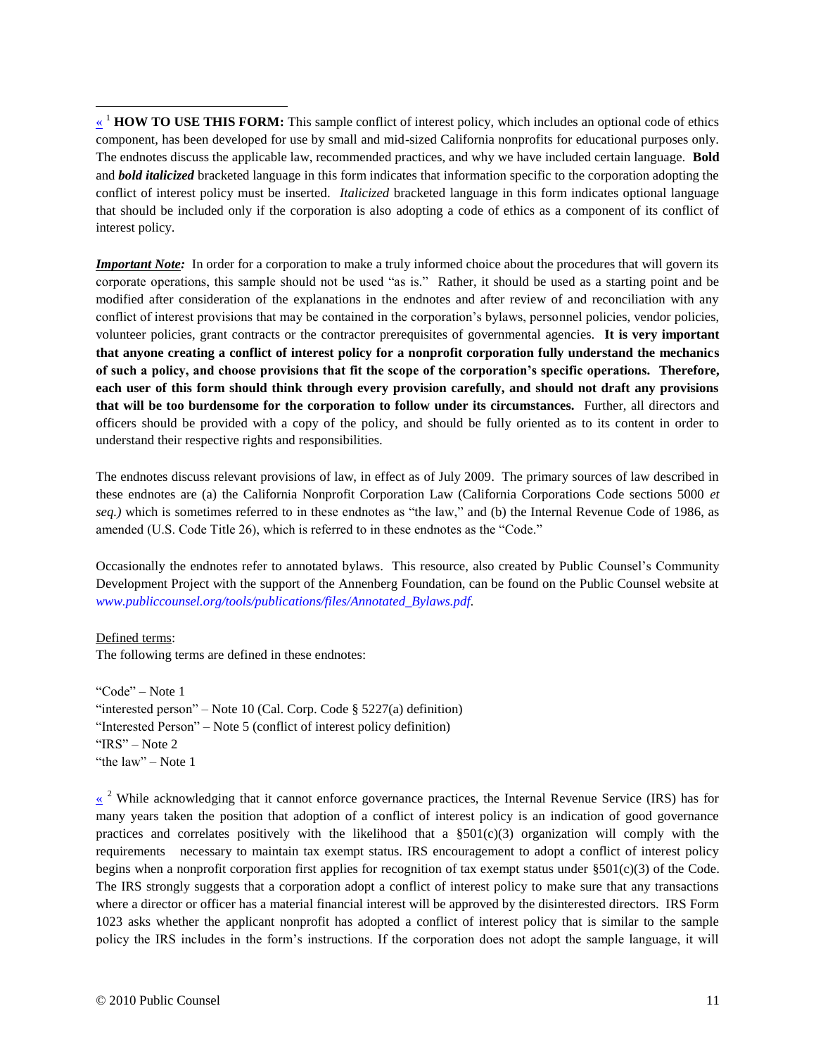« [1] **HOW TO USE THIS FORM:** This sample conflict of interest policy, which includes an optional code of ethics component, has been developed for use by small and mid-sized California nonprofits for educational purposes only. The endnotes discuss the applicable law, recommended practices, and why we have included certain language. **Bold** and ***bold italicized*** bracketed language in this form indicates that information specific to the corporation adopting the conflict of interest policy must be inserted. *Italicized* bracketed language in this form indicates optional language that should be included only if the corporation is also adopting a code of ethics as a component of its conflict of interest policy.

***Important Note:*** In order for a corporation to make a truly informed choice about the procedures that will govern its corporate operations, this sample should not be used "as is." Rather, it should be used as a starting point and be modified after consideration of the explanations in the endnotes and after review of and reconciliation with any conflict of interest provisions that may be contained in the corporation's bylaws, personnel policies, vendor policies, volunteer policies, grant contracts or the contractor prerequisites of governmental agencies. **It is very important that anyone creating a conflict of interest policy for a nonprofit corporation fully understand the mechanics of such a policy, and choose provisions that fit the scope of the corporation's specific operations. Therefore, each user of this form should think through every provision carefully, and should not draft any provisions that will be too burdensome for the corporation to follow under its circumstances.** Further, all directors and officers should be provided with a copy of the policy, and should be fully oriented as to its content in order to understand their respective rights and responsibilities.

The endnotes discuss relevant provisions of law, in effect as of July 2009. The primary sources of law described in these endnotes are (a) the California Nonprofit Corporation Law (California Corporations Code sections 5000 *et seq.)* which is sometimes referred to in these endnotes as "the law," and (b) the Internal Revenue Code of 1986, as amended (U.S. Code Title 26), which is referred to in these endnotes as the "Code."

Occasionally the endnotes refer to annotated bylaws. This resource, also created by Public Counsel's Community Development Project with the support of the Annenberg Foundation, can be found on the Public Counsel website at *www.publiccounsel.org/tools/publications/files/Annotated_Bylaws.pdf.*

Defined terms:
The following terms are defined in these endnotes:

"Code" – Note 1
"interested person" – Note 10 (Cal. Corp. Code § 5227(a) definition)
"Interested Person" – Note 5 (conflict of interest policy definition)
"IRS" – Note 2
"the law" – Note 1

« [2] While acknowledging that it cannot enforce governance practices, the Internal Revenue Service (IRS) has for many years taken the position that adoption of a conflict of interest policy is an indication of good governance practices and correlates positively with the likelihood that a §501(c)(3) organization will comply with the requirements necessary to maintain tax exempt status. IRS encouragement to adopt a conflict of interest policy begins when a nonprofit corporation first applies for recognition of tax exempt status under §501(c)(3) of the Code. The IRS strongly suggests that a corporation adopt a conflict of interest policy to make sure that any transactions where a director or officer has a material financial interest will be approved by the disinterested directors. IRS Form 1023 asks whether the applicant nonprofit has adopted a conflict of interest policy that is similar to the sample policy the IRS includes in the form's instructions. If the corporation does not adopt the sample language, it will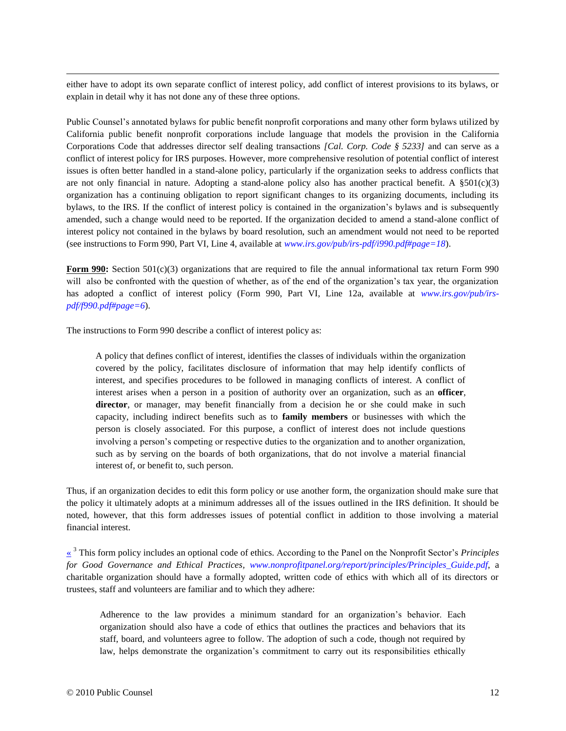either have to adopt its own separate conflict of interest policy, add conflict of interest provisions to its bylaws, or explain in detail why it has not done any of these three options.

Public Counsel's annotated bylaws for public benefit nonprofit corporations and many other form bylaws utilized by California public benefit nonprofit corporations include language that models the provision in the California Corporations Code that addresses director self dealing transactions *[Cal. Corp. Code § 5233]* and can serve as a conflict of interest policy for IRS purposes. However, more comprehensive resolution of potential conflict of interest issues is often better handled in a stand-alone policy, particularly if the organization seeks to address conflicts that are not only financial in nature. Adopting a stand-alone policy also has another practical benefit. A §501(c)(3) organization has a continuing obligation to report significant changes to its organizing documents, including its bylaws, to the IRS. If the conflict of interest policy is contained in the organization's bylaws and is subsequently amended, such a change would need to be reported. If the organization decided to amend a stand-alone conflict of interest policy not contained in the bylaws by board resolution, such an amendment would not need to be reported (see instructions to Form 990, Part VI, Line 4, available at *www.irs.gov/pub/irs-pdf/i990.pdf#page=18*).

**Form 990:** Section 501(c)(3) organizations that are required to file the annual informational tax return Form 990 will also be confronted with the question of whether, as of the end of the organization's tax year, the organization has adopted a conflict of interest policy (Form 990, Part VI, Line 12a, available at *www.irs.gov/pub/irs-pdf/f990.pdf#page=6*).

The instructions to Form 990 describe a conflict of interest policy as:

> A policy that defines conflict of interest, identifies the classes of individuals within the organization covered by the policy, facilitates disclosure of information that may help identify conflicts of interest, and specifies procedures to be followed in managing conflicts of interest. A conflict of interest arises when a person in a position of authority over an organization, such as an **officer**, **director**, or manager, may benefit financially from a decision he or she could make in such capacity, including indirect benefits such as to **family members** or businesses with which the person is closely associated. For this purpose, a conflict of interest does not include questions involving a person's competing or respective duties to the organization and to another organization, such as by serving on the boards of both organizations, that do not involve a material financial interest of, or benefit to, such person.

Thus, if an organization decides to edit this form policy or use another form, the organization should make sure that the policy it ultimately adopts at a minimum addresses all of the issues outlined in the IRS definition. It should be noted, however, that this form addresses issues of potential conflict in addition to those involving a material financial interest.

« [3] This form policy includes an optional code of ethics. According to the Panel on the Nonprofit Sector's *Principles for Good Governance and Ethical Practices*, *www.nonprofitpanel.org/report/principles/Principles_Guide.pdf*, a charitable organization should have a formally adopted, written code of ethics with which all of its directors or trustees, staff and volunteers are familiar and to which they adhere:

> Adherence to the law provides a minimum standard for an organization's behavior. Each organization should also have a code of ethics that outlines the practices and behaviors that its staff, board, and volunteers agree to follow. The adoption of such a code, though not required by law, helps demonstrate the organization's commitment to carry out its responsibilities ethically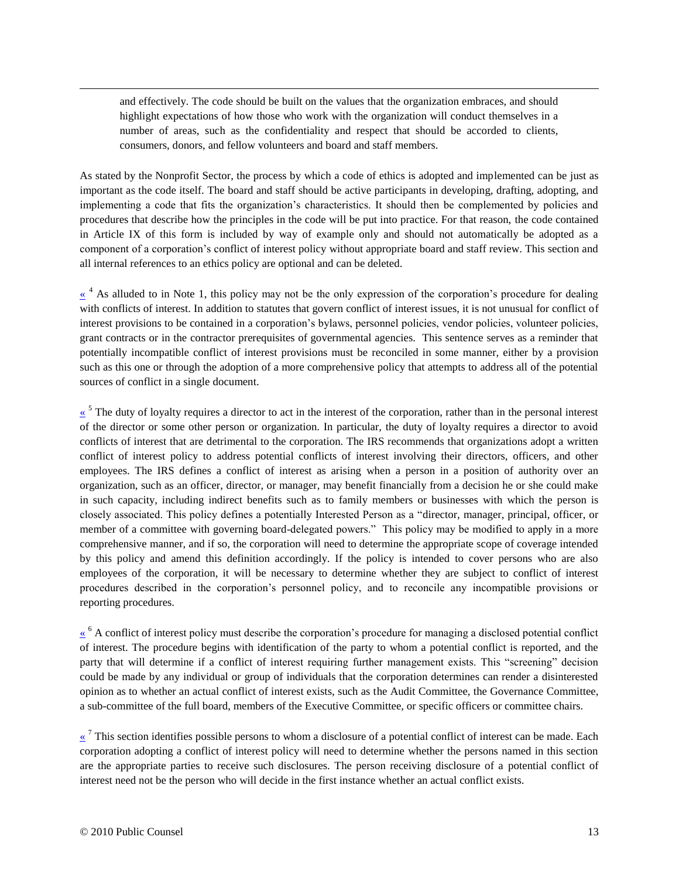> and effectively. The code should be built on the values that the organization embraces, and should highlight expectations of how those who work with the organization will conduct themselves in a number of areas, such as the confidentiality and respect that should be accorded to clients, consumers, donors, and fellow volunteers and board and staff members.

As stated by the Nonprofit Sector, the process by which a code of ethics is adopted and implemented can be just as important as the code itself. The board and staff should be active participants in developing, drafting, adopting, and implementing a code that fits the organization's characteristics. It should then be complemented by policies and procedures that describe how the principles in the code will be put into practice. For that reason, the code contained in Article IX of this form is included by way of example only and should not automatically be adopted as a component of a corporation's conflict of interest policy without appropriate board and staff review. This section and all internal references to an ethics policy are optional and can be deleted.

« [4] As alluded to in Note 1, this policy may not be the only expression of the corporation's procedure for dealing with conflicts of interest. In addition to statutes that govern conflict of interest issues, it is not unusual for conflict of interest provisions to be contained in a corporation's bylaws, personnel policies, vendor policies, volunteer policies, grant contracts or in the contractor prerequisites of governmental agencies. This sentence serves as a reminder that potentially incompatible conflict of interest provisions must be reconciled in some manner, either by a provision such as this one or through the adoption of a more comprehensive policy that attempts to address all of the potential sources of conflict in a single document.

« [5] The duty of loyalty requires a director to act in the interest of the corporation, rather than in the personal interest of the director or some other person or organization. In particular, the duty of loyalty requires a director to avoid conflicts of interest that are detrimental to the corporation. The IRS recommends that organizations adopt a written conflict of interest policy to address potential conflicts of interest involving their directors, officers, and other employees. The IRS defines a conflict of interest as arising when a person in a position of authority over an organization, such as an officer, director, or manager, may benefit financially from a decision he or she could make in such capacity, including indirect benefits such as to family members or businesses with which the person is closely associated. This policy defines a potentially Interested Person as a "director, manager, principal, officer, or member of a committee with governing board-delegated powers." This policy may be modified to apply in a more comprehensive manner, and if so, the corporation will need to determine the appropriate scope of coverage intended by this policy and amend this definition accordingly. If the policy is intended to cover persons who are also employees of the corporation, it will be necessary to determine whether they are subject to conflict of interest procedures described in the corporation's personnel policy, and to reconcile any incompatible provisions or reporting procedures.

« [6] A conflict of interest policy must describe the corporation's procedure for managing a disclosed potential conflict of interest. The procedure begins with identification of the party to whom a potential conflict is reported, and the party that will determine if a conflict of interest requiring further management exists. This "screening" decision could be made by any individual or group of individuals that the corporation determines can render a disinterested opinion as to whether an actual conflict of interest exists, such as the Audit Committee, the Governance Committee, a sub-committee of the full board, members of the Executive Committee, or specific officers or committee chairs.

« [7] This section identifies possible persons to whom a disclosure of a potential conflict of interest can be made. Each corporation adopting a conflict of interest policy will need to determine whether the persons named in this section are the appropriate parties to receive such disclosures. The person receiving disclosure of a potential conflict of interest need not be the person who will decide in the first instance whether an actual conflict exists.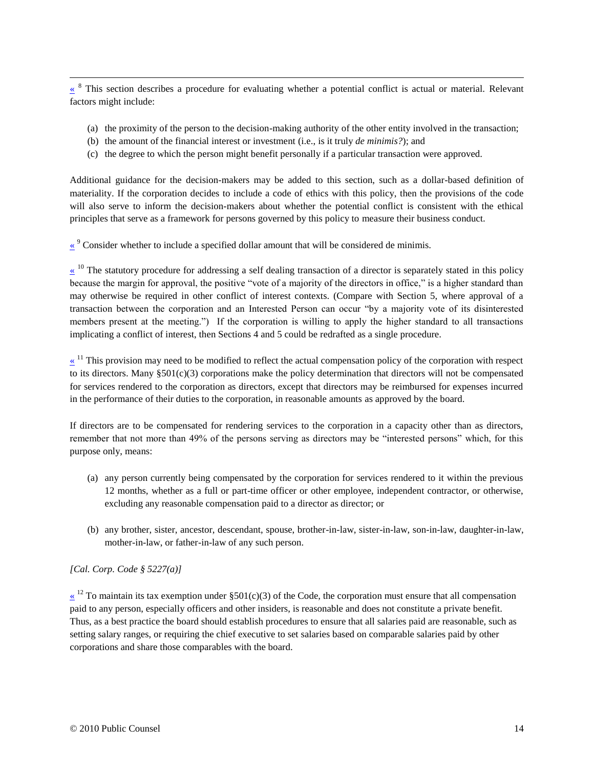« [8] This section describes a procedure for evaluating whether a potential conflict is actual or material. Relevant factors might include:

(a) the proximity of the person to the decision-making authority of the other entity involved in the transaction;
(b) the amount of the financial interest or investment (i.e., is it truly *de minimis?*); and
(c) the degree to which the person might benefit personally if a particular transaction were approved.

Additional guidance for the decision-makers may be added to this section, such as a dollar-based definition of materiality. If the corporation decides to include a code of ethics with this policy, then the provisions of the code will also serve to inform the decision-makers about whether the potential conflict is consistent with the ethical principles that serve as a framework for persons governed by this policy to measure their business conduct.

« [9] Consider whether to include a specified dollar amount that will be considered de minimis.

« [10] The statutory procedure for addressing a self dealing transaction of a director is separately stated in this policy because the margin for approval, the positive "vote of a majority of the directors in office," is a higher standard than may otherwise be required in other conflict of interest contexts. (Compare with Section 5, where approval of a transaction between the corporation and an Interested Person can occur "by a majority vote of its disinterested members present at the meeting.") If the corporation is willing to apply the higher standard to all transactions implicating a conflict of interest, then Sections 4 and 5 could be redrafted as a single procedure.

« [11] This provision may need to be modified to reflect the actual compensation policy of the corporation with respect to its directors. Many §501(c)(3) corporations make the policy determination that directors will not be compensated for services rendered to the corporation as directors, except that directors may be reimbursed for expenses incurred in the performance of their duties to the corporation, in reasonable amounts as approved by the board.

If directors are to be compensated for rendering services to the corporation in a capacity other than as directors, remember that not more than 49% of the persons serving as directors may be "interested persons" which, for this purpose only, means:

(a) any person currently being compensated by the corporation for services rendered to it within the previous 12 months, whether as a full or part-time officer or other employee, independent contractor, or otherwise, excluding any reasonable compensation paid to a director as director; or

(b) any brother, sister, ancestor, descendant, spouse, brother-in-law, sister-in-law, son-in-law, daughter-in-law, mother-in-law, or father-in-law of any such person.

*[Cal. Corp. Code § 5227(a)]*

« [12] To maintain its tax exemption under §501(c)(3) of the Code, the corporation must ensure that all compensation paid to any person, especially officers and other insiders, is reasonable and does not constitute a private benefit. Thus, as a best practice the board should establish procedures to ensure that all salaries paid are reasonable, such as setting salary ranges, or requiring the chief executive to set salaries based on comparable salaries paid by other corporations and share those comparables with the board.

© 2010 Public Counsel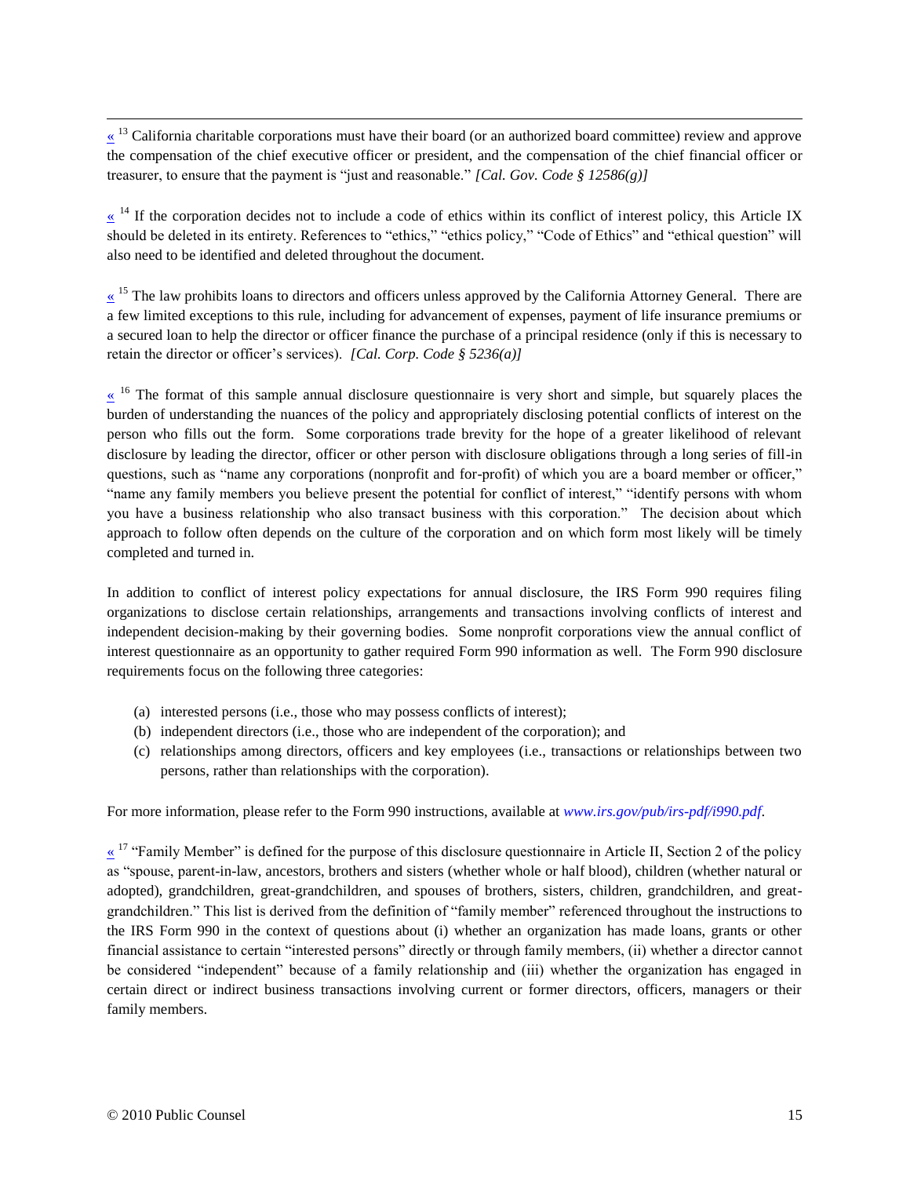« [13] California charitable corporations must have their board (or an authorized board committee) review and approve the compensation of the chief executive officer or president, and the compensation of the chief financial officer or treasurer, to ensure that the payment is "just and reasonable." *[Cal. Gov. Code § 12586(g)]*

« [14] If the corporation decides not to include a code of ethics within its conflict of interest policy, this Article IX should be deleted in its entirety. References to "ethics," "ethics policy," "Code of Ethics" and "ethical question" will also need to be identified and deleted throughout the document.

« [15] The law prohibits loans to directors and officers unless approved by the California Attorney General. There are a few limited exceptions to this rule, including for advancement of expenses, payment of life insurance premiums or a secured loan to help the director or officer finance the purchase of a principal residence (only if this is necessary to retain the director or officer's services). *[Cal. Corp. Code § 5236(a)]*

« [16] The format of this sample annual disclosure questionnaire is very short and simple, but squarely places the burden of understanding the nuances of the policy and appropriately disclosing potential conflicts of interest on the person who fills out the form. Some corporations trade brevity for the hope of a greater likelihood of relevant disclosure by leading the director, officer or other person with disclosure obligations through a long series of fill-in questions, such as "name any corporations (nonprofit and for-profit) of which you are a board member or officer," "name any family members you believe present the potential for conflict of interest," "identify persons with whom you have a business relationship who also transact business with this corporation." The decision about which approach to follow often depends on the culture of the corporation and on which form most likely will be timely completed and turned in.

In addition to conflict of interest policy expectations for annual disclosure, the IRS Form 990 requires filing organizations to disclose certain relationships, arrangements and transactions involving conflicts of interest and independent decision-making by their governing bodies. Some nonprofit corporations view the annual conflict of interest questionnaire as an opportunity to gather required Form 990 information as well. The Form 990 disclosure requirements focus on the following three categories:

(a) interested persons (i.e., those who may possess conflicts of interest);
(b) independent directors (i.e., those who are independent of the corporation); and
(c) relationships among directors, officers and key employees (i.e., transactions or relationships between two persons, rather than relationships with the corporation).

For more information, please refer to the Form 990 instructions, available at *www.irs.gov/pub/irs-pdf/i990.pdf*.

« [17] "Family Member" is defined for the purpose of this disclosure questionnaire in Article II, Section 2 of the policy as "spouse, parent-in-law, ancestors, brothers and sisters (whether whole or half blood), children (whether natural or adopted), grandchildren, great-grandchildren, and spouses of brothers, sisters, children, grandchildren, and great-grandchildren." This list is derived from the definition of "family member" referenced throughout the instructions to the IRS Form 990 in the context of questions about (i) whether an organization has made loans, grants or other financial assistance to certain "interested persons" directly or through family members, (ii) whether a director cannot be considered "independent" because of a family relationship and (iii) whether the organization has engaged in certain direct or indirect business transactions involving current or former directors, officers, managers or their family members.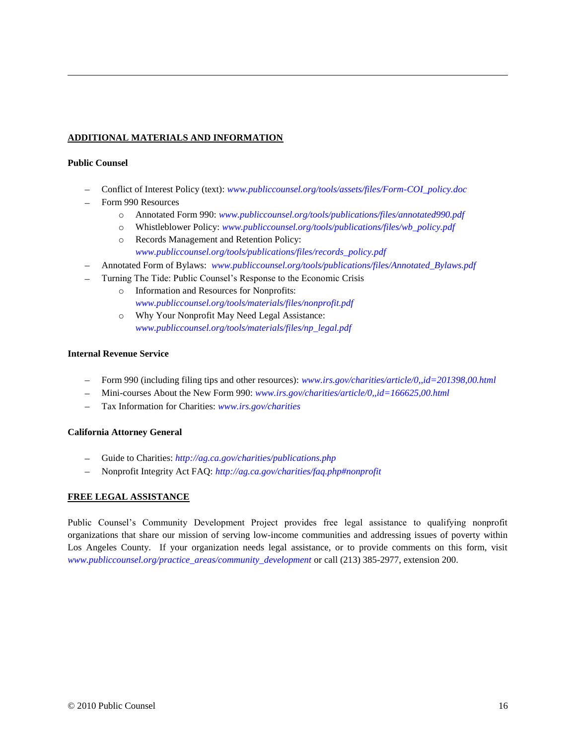## ADDITIONAL MATERIALS AND INFORMATION

**Public Counsel**

- Conflict of Interest Policy (text): *www.publiccounsel.org/tools/assets/files/Form-COI_policy.doc*
- Form 990 Resources
  - Annotated Form 990: *www.publiccounsel.org/tools/publications/files/annotated990.pdf*
  - Whistleblower Policy: *www.publiccounsel.org/tools/publications/files/wb_policy.pdf*
  - Records Management and Retention Policy: *www.publiccounsel.org/tools/publications/files/records_policy.pdf*
- Annotated Form of Bylaws: *www.publiccounsel.org/tools/publications/files/Annotated_Bylaws.pdf*
- Turning The Tide: Public Counsel's Response to the Economic Crisis
  - Information and Resources for Nonprofits: *www.publiccounsel.org/tools/materials/files/nonprofit.pdf*
  - Why Your Nonprofit May Need Legal Assistance: *www.publiccounsel.org/tools/materials/files/np_legal.pdf*

**Internal Revenue Service**

- Form 990 (including filing tips and other resources): *www.irs.gov/charities/article/0,,id=201398,00.html*
- Mini-courses About the New Form 990: *www.irs.gov/charities/article/0,,id=166625,00.html*
- Tax Information for Charities: *www.irs.gov/charities*

**California Attorney General**

- Guide to Charities: *http://ag.ca.gov/charities/publications.php*
- Nonprofit Integrity Act FAQ: *http://ag.ca.gov/charities/faq.php#nonprofit*

## FREE LEGAL ASSISTANCE

Public Counsel's Community Development Project provides free legal assistance to qualifying nonprofit organizations that share our mission of serving low-income communities and addressing issues of poverty within Los Angeles County. If your organization needs legal assistance, or to provide comments on this form, visit *www.publiccounsel.org/practice_areas/community_development* or call (213) 385-2977, extension 200.